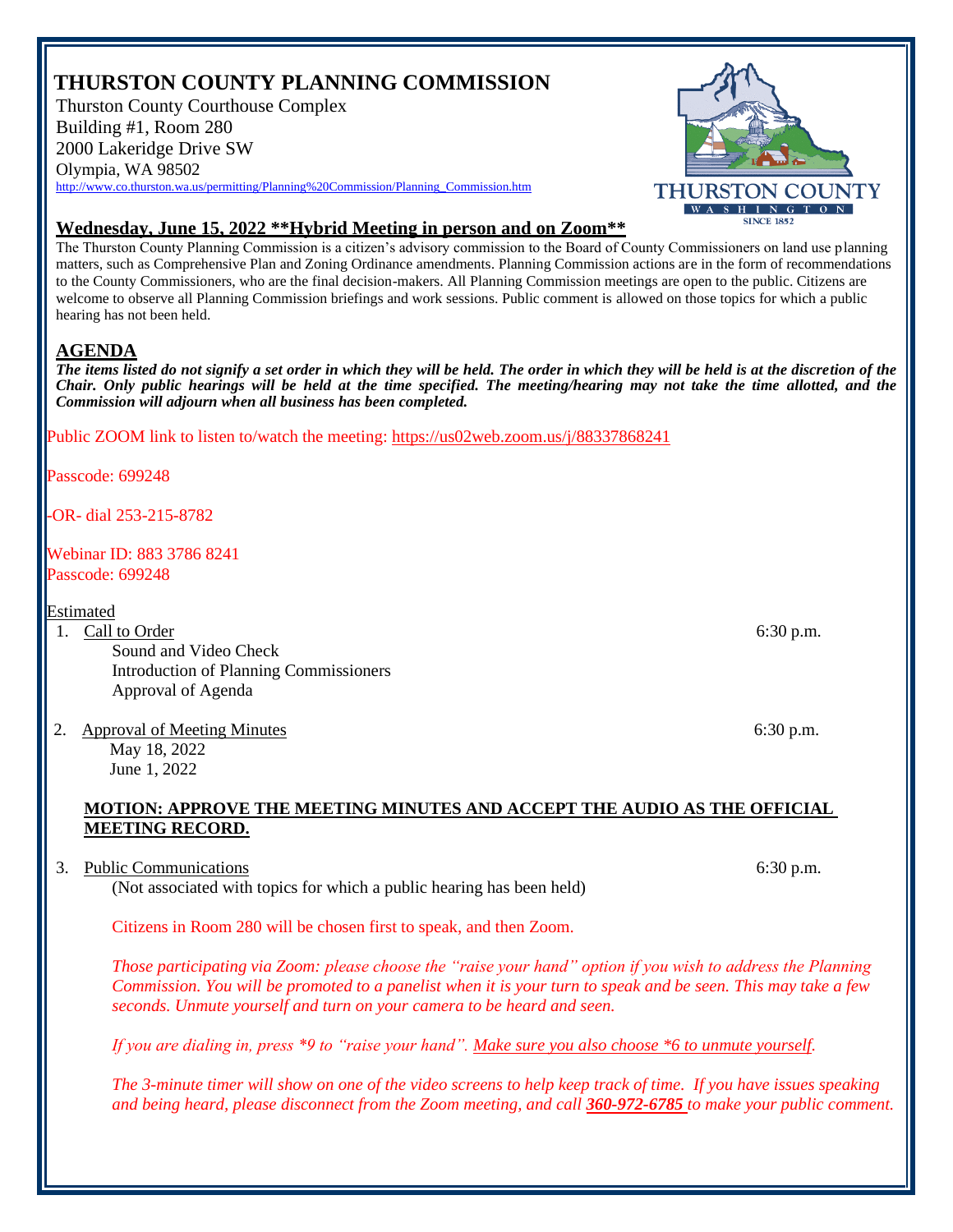# THURSTON COUNTY PLANNING COMMISSION

Thurston County Courthouse Complex
Building #1, Room 280
2000 Lakeridge Drive SW
Olympia, WA 98502
http://www.co.thurston.wa.us/permitting/Planning%20Commission/Planning_Commission.htm

THURSTON COUNTY
WASHINGTON
SINCE 1852

## Wednesday, June 15, 2022 **Hybrid Meeting in person and on Zoom**

The Thurston County Planning Commission is a citizen's advisory commission to the Board of County Commissioners on land use planning matters, such as Comprehensive Plan and Zoning Ordinance amendments. Planning Commission actions are in the form of recommendations to the County Commissioners, who are the final decision-makers. All Planning Commission meetings are open to the public. Citizens are welcome to observe all Planning Commission briefings and work sessions. Public comment is allowed on those topics for which a public hearing has not been held.

## AGENDA

***The items listed do not signify a set order in which they will be held. The order in which they will be held is at the discretion of the Chair. Only public hearings will be held at the time specified. The meeting/hearing may not take the time allotted, and the Commission will adjourn when all business has been completed.***

Public ZOOM link to listen to/watch the meeting: https://us02web.zoom.us/j/88337868241

Passcode: 699248

-OR- dial 253-215-8782

Webinar ID: 883 3786 8241
Passcode: 699248

Estimated

1. Call to Order — 6:30 p.m.
   - Sound and Video Check
   - Introduction of Planning Commissioners
   - Approval of Agenda

2. Approval of Meeting Minutes — 6:30 p.m.
   - May 18, 2022
   - June 1, 2022

   **MOTION: APPROVE THE MEETING MINUTES AND ACCEPT THE AUDIO AS THE OFFICIAL MEETING RECORD.**

3. Public Communications — 6:30 p.m.
   (Not associated with topics for which a public hearing has been held)

   Citizens in Room 280 will be chosen first to speak, and then Zoom.

   *Those participating via Zoom: please choose the "raise your hand" option if you wish to address the Planning Commission. You will be promoted to a panelist when it is your turn to speak and be seen. This may take a few seconds. Unmute yourself and turn on your camera to be heard and seen.*

   *If you are dialing in, press *9 to "raise your hand". Make sure you also choose *6 to unmute yourself.*

   *The 3-minute timer will show on one of the video screens to help keep track of time. If you have issues speaking and being heard, please disconnect from the Zoom meeting, and call **360-972-6785** to make your public comment.*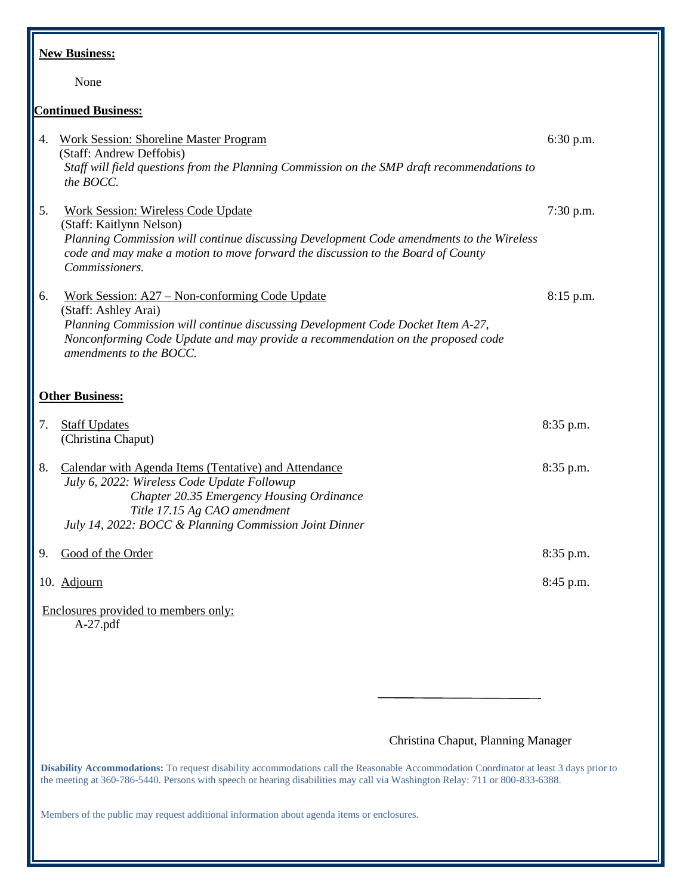**New Business:**

None

**Continued Business:**

4. Work Session: Shoreline Master Program — 6:30 p.m.
   (Staff: Andrew Deffobis)
   *Staff will field questions from the Planning Commission on the SMP draft recommendations to the BOCC.*

5. Work Session: Wireless Code Update — 7:30 p.m.
   (Staff: Kaitlynn Nelson)
   *Planning Commission will continue discussing Development Code amendments to the Wireless code and may make a motion to move forward the discussion to the Board of County Commissioners.*

6. Work Session: A27 – Non-conforming Code Update — 8:15 p.m.
   (Staff: Ashley Arai)
   *Planning Commission will continue discussing Development Code Docket Item A-27, Nonconforming Code Update and may provide a recommendation on the proposed code amendments to the BOCC.*

**Other Business:**

7. Staff Updates — 8:35 p.m.
   (Christina Chaput)

8. Calendar with Agenda Items (Tentative) and Attendance — 8:35 p.m.
   *July 6, 2022: Wireless Code Update Followup*
   *Chapter 20.35 Emergency Housing Ordinance*
   *Title 17.15 Ag CAO amendment*
   *July 14, 2022: BOCC & Planning Commission Joint Dinner*

9. Good of the Order — 8:35 p.m.

10. Adjourn — 8:45 p.m.

Enclosures provided to members only:
A-27.pdf

Christina Chaput, Planning Manager

**Disability Accommodations:** To request disability accommodations call the Reasonable Accommodation Coordinator at least 3 days prior to the meeting at 360-786-5440. Persons with speech or hearing disabilities may call via Washington Relay: 711 or 800-833-6388.

Members of the public may request additional information about agenda items or enclosures.